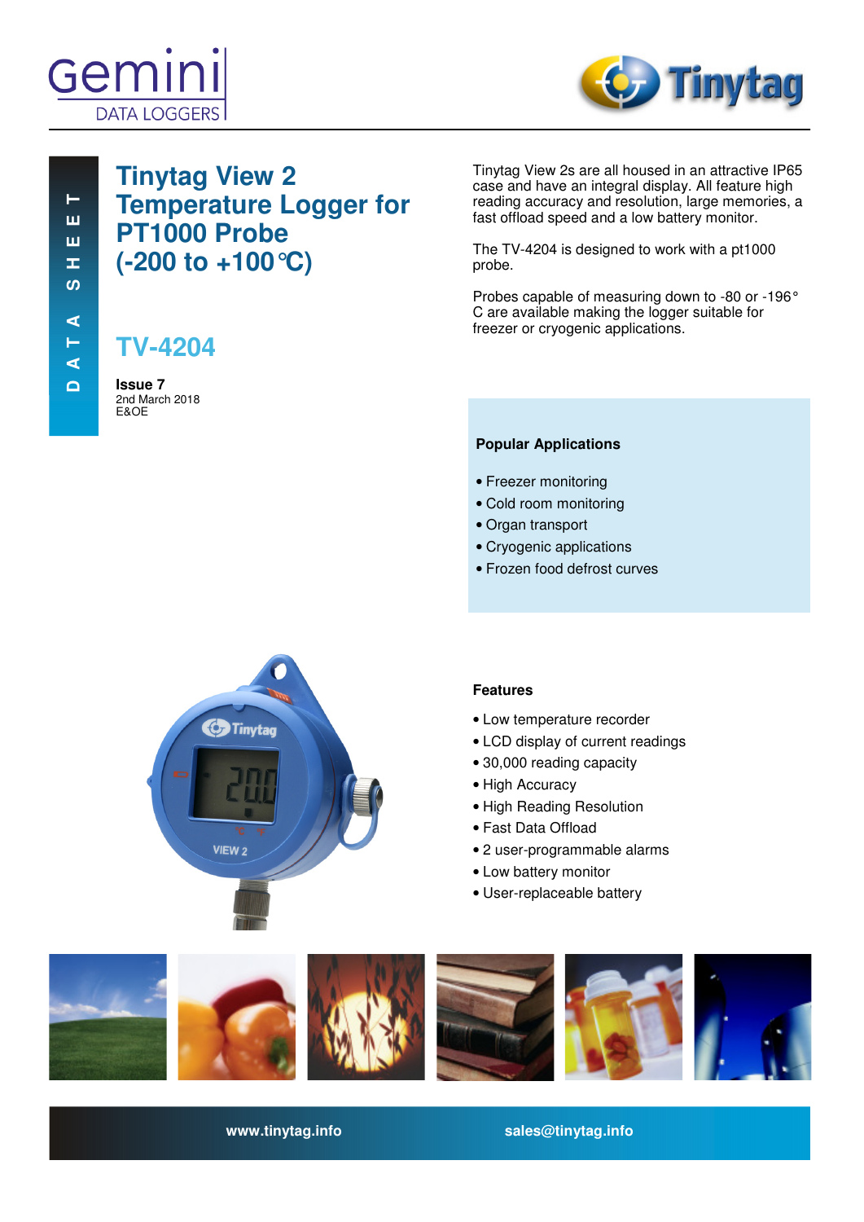Gemini DATA LOGGERS

Tinytag

DATA SHEET

# Tinytag View 2 Temperature Logger for PT1000 Probe (-200 to +100℃)

## TV-4204

**Issue 7**
2nd March 2018
E&OE

Tinytag View 2s are all housed in an attractive IP65 case and have an integral display. All feature high reading accuracy and resolution, large memories, a fast offload speed and a low battery monitor.

The TV-4204 is designed to work with a pt1000 probe.

Probes capable of measuring down to -80 or -196° C are available making the logger suitable for freezer or cryogenic applications.

### Popular Applications

- Freezer monitoring
- Cold room monitoring
- Organ transport
- Cryogenic applications
- Frozen food defrost curves

### Features

- Low temperature recorder
- LCD display of current readings
- 30,000 reading capacity
- High Accuracy
- High Reading Resolution
- Fast Data Offload
- 2 user-programmable alarms
- Low battery monitor
- User-replaceable battery

www.tinytag.info sales@tinytag.info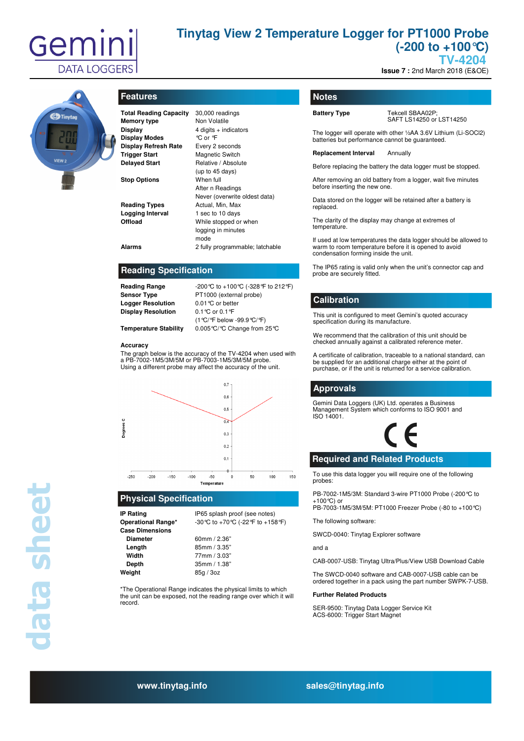# Tinytag View 2 Temperature Logger for PT1000 Probe (-200 to +100°C)

## TV-4204

**Issue 7 :** 2nd March 2018 (E&OE)

## Features

| | |
|---|---|
| **Total Reading Capacity** | 30,000 readings |
| **Memory type** | Non Volatile |
| **Display** | 4 digits + indicators |
| **Display Modes** | °C or °F |
| **Display Refresh Rate** | Every 2 seconds |
| **Trigger Start** | Magnetic Switch |
| **Delayed Start** | Relative / Absolute (up to 45 days) |
| **Stop Options** | When full<br>After n Readings<br>Never (overwrite oldest data) |
| **Reading Types** | Actual, Min, Max |
| **Logging Interval** | 1 sec to 10 days |
| **Offload** | While stopped or when logging in minutes mode |
| **Alarms** | 2 fully programmable; latchable |

## Reading Specification

| | |
|---|---|
| **Reading Range** | -200°C to +100°C (-328°F to 212°F) |
| **Sensor Type** | PT1000 (external probe) |
| **Logger Resolution** | 0.01°C or better |
| **Display Resolution** | 0.1°C or 0.1°F<br>(1°C/°F below -99.9°C/°F) |
| **Temperature Stability** | 0.005°C/°C Change from 25°C |

**Accuracy**

The graph below is the accuracy of the TV-4204 when used with a PB-7002-1M5/3M/5M or PB-7003-1M5/3M/5M probe. Using a different probe may affect the accuracy of the unit.

Degrees C
0.7
0.6
0.5
0.4
0.3
0.2
0.1
0
-250 -200 -150 -100 -50 0 50 100 150
Temperature

## Physical Specification

| | |
|---|---|
| **IP Rating** | IP65 splash proof (see notes) |
| **Operational Range*** | -30°C to +70°C (-22°F to +158°F) |
| **Case Dimensions** | |
| **Diameter** | 60mm / 2.36" |
| **Length** | 85mm / 3.35" |
| **Width** | 77mm / 3.03" |
| **Depth** | 35mm / 1.38" |
| **Weight** | 85g / 3oz |

*The Operational Range indicates the physical limits to which the unit can be exposed, not the reading range over which it will record.

## Notes

**Battery Type** Tekcell SBAA02P; SAFT LS14250 or LST14250

The logger will operate with other ½AA 3.6V Lithium (Li-SOCl2) batteries but performance cannot be guaranteed.

**Replacement Interval** Annually

Before replacing the battery the data logger must be stopped.

After removing an old battery from a logger, wait five minutes before inserting the new one.

Data stored on the logger will be retained after a battery is replaced.

The clarity of the display may change at extremes of temperature.

If used at low temperatures the data logger should be allowed to warm to room temperature before it is opened to avoid condensation forming inside the unit.

The IP65 rating is valid only when the unit's connector cap and probe are securely fitted.

## Calibration

This unit is configured to meet Gemini's quoted accuracy specification during its manufacture.

We recommend that the calibration of this unit should be checked annually against a calibrated reference meter.

A certificate of calibration, traceable to a national standard, can be supplied for an additional charge either at the point of purchase, or if the unit is returned for a service calibration.

## Approvals

Gemini Data Loggers (UK) Ltd. operates a Business Management System which conforms to ISO 9001 and ISO 14001.

CE

## Required and Related Products

To use this data logger you will require one of the following probes:

PB-7002-1M5/3M: Standard 3-wire PT1000 Probe (-200°C to +100°C) or
PB-7003-1M5/3M/5M: PT1000 Freezer Probe (-80 to +100°C)

The following software:

SWCD-0040: Tinytag Explorer software

and a

CAB-0007-USB: Tinytag Ultra/Plus/View USB Download Cable

The SWCD-0040 software and CAB-0007-USB cable can be ordered together in a pack using the part number SWPK-7-USB.

**Further Related Products**

SER-9500: Tinytag Data Logger Service Kit
ACS-6000: Trigger Start Magnet

www.tinytag.info sales@tinytag.info